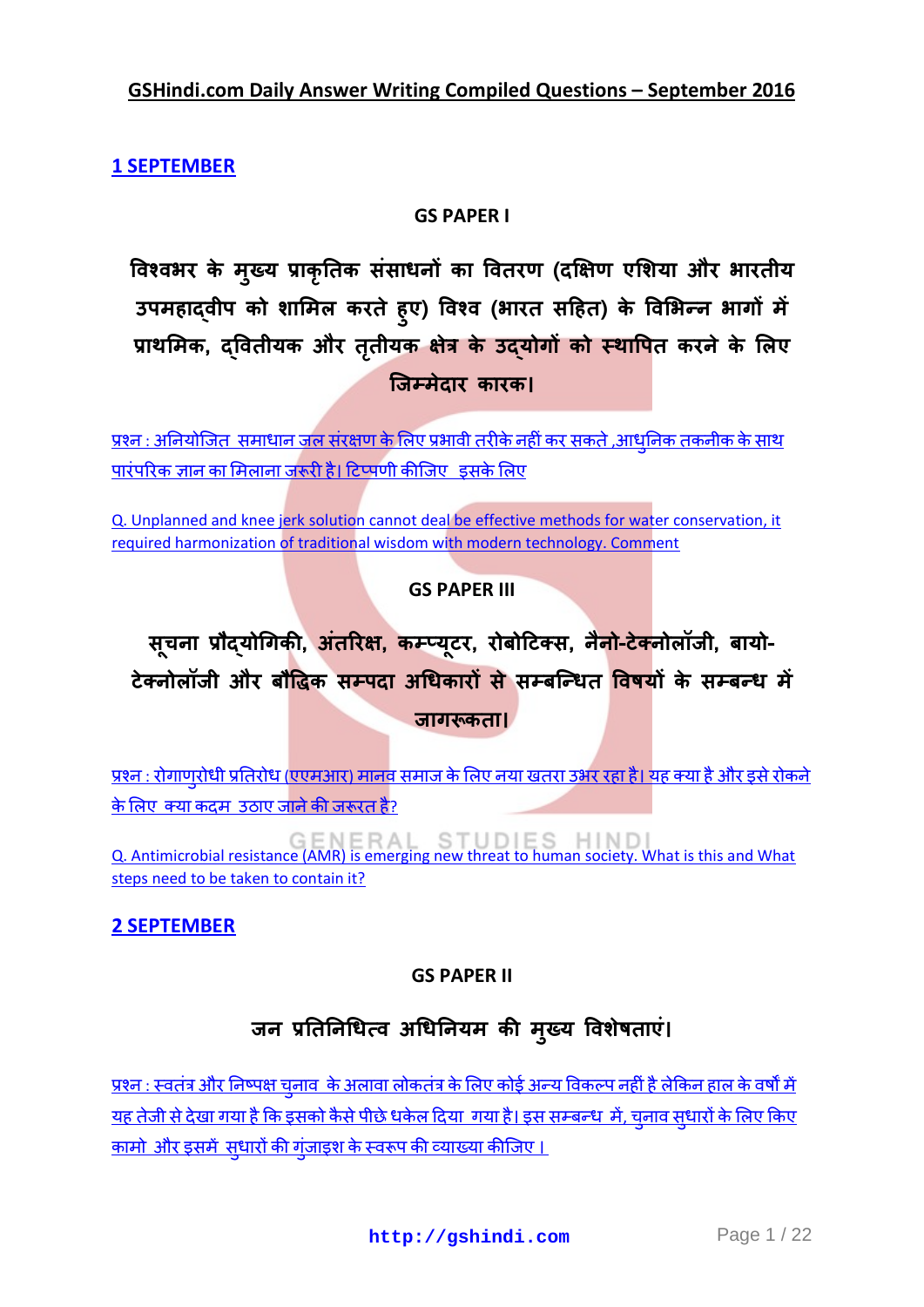# GSHindi.com Daily Answer Writing Compiled Questions – September 2016

## 1 SEPTEMBER

### GS PAPER I

**विश्वभर के मुख्य प्राकृतिक संसाधनों का वितरण (दक्षिण एशिया और भारतीय उपमहाद्वीप को शामिल करते हुए) विश्व (भारत सहित) के विभिन्न भागों में प्राथमिक, द्वितीयक और तृतीयक क्षेत्र के उद्योगों को स्थापित करने के लिए जिम्मेदार कारक।**

प्रश्न : अनियोजित समाधान जल संरक्षण के लिए प्रभावी तरीके नहीं कर सकते ,आधुनिक तकनीक के साथ पारंपरिक ज्ञान का मिलाना जरूरी है। टिप्पणी कीजिए इसके लिए

Q. Unplanned and knee jerk solution cannot deal be effective methods for water conservation, it required harmonization of traditional wisdom with modern technology. Comment

### GS PAPER III

**सूचना प्रौद्योगिकी, अंतरिक्ष, कम्प्यूटर, रोबोटिक्स, नैनो-टेक्नोलॉजी, बायो-टेक्नोलॉजी और बौद्धिक सम्पदा अधिकारों से सम्बन्धित विषयों के सम्बन्ध में जागरूकता।**

प्रश्न : रोगाणुरोधी प्रतिरोध (एएमआर) मानव समाज के लिए नया खतरा उभर रहा है। यह क्या है और इसे रोकने के लिए क्या कदम उठाए जाने की जरूरत है?

Q. Antimicrobial resistance (AMR) is emerging new threat to human society. What is this and What steps need to be taken to contain it?

## 2 SEPTEMBER

### GS PAPER II

**जन प्रतिनिधित्व अधिनियम की मुख्य विशेषताएं।**

प्रश्न : स्वतंत्र और निष्पक्ष चुनाव के अलावा लोकतंत्र के लिए कोई अन्य विकल्प नहीं है लेकिन हाल के वर्षों में यह तेजी से देखा गया है कि इसको कैसे पीछे धकेल दिया गया है। इस सम्बन्ध में, चुनाव सुधारों के लिए किए कामो और इसमें सुधारों की गुंजाइश के स्वरूप की व्याख्या कीजिए ।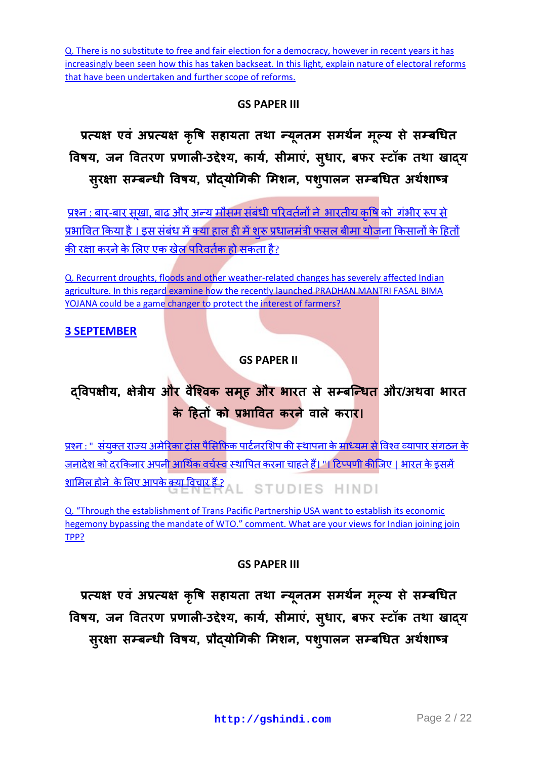Q. There is no substitute to free and fair election for a democracy, however in recent years it has increasingly been seen how this has taken backseat. In this light, explain nature of electoral reforms that have been undertaken and further scope of reforms.

### GS PAPER III

## प्रत्यक्ष एवं अप्रत्यक्ष कृषि सहायता तथा न्यूनतम समर्थन मूल्य से सम्बधित विषय, जन वितरण प्रणाली-उद्देश्य, कार्य, सीमाएं, सुधार, बफर स्टॉक तथा खाद्य सुरक्षा सम्बन्धी विषय, प्रौद्योगिकी मिशन, पशुपालन सम्बधित अर्थशाष्त्र

प्रश्न : बार-बार सूखा, बाढ़ और अन्य मौसम संबंधी परिवर्तनों ने भारतीय कृषि को गंभीर रूप से प्रभावित किया है। इस संबंध में क्या हाल ही में शुरू प्रधानमंत्री फसल बीमा योजना किसानों के हितों की रक्षा करने के लिए एक खेल परिवर्तक हो सकता है?

Q. Recurrent droughts, floods and other weather-related changes has severely affected Indian agriculture. In this regard examine how the recently launched PRADHAN MANTRI FASAL BIMA YOJANA could be a game changer to protect the interest of farmers?

**3 SEPTEMBER**

### GS PAPER II

## द्विपक्षीय, क्षेत्रीय और वैश्विक समूह और भारत से सम्बन्धित और/अथवा भारत के हितों को प्रभावित करने वाले करार।

प्रश्न : " संयुक्त राज्य अमेरिका ट्रांस पैसिफिक पार्टनरशिप की स्थापना के माध्यम से विश्व व्यापार संगठन के जनादेश को दरकिनार अपनी आर्थिक वर्चस्व स्थापित करना चाहते हैं। "। टिप्पणी कीजिए। भारत के इसमें शामिल होने के लिए आपके क्या विचार हैं ?

Q. "Through the establishment of Trans Pacific Partnership USA want to establish its economic hegemony bypassing the mandate of WTO." comment. What are your views for Indian joining join TPP?

### GS PAPER III

## प्रत्यक्ष एवं अप्रत्यक्ष कृषि सहायता तथा न्यूनतम समर्थन मूल्य से सम्बधित विषय, जन वितरण प्रणाली-उद्देश्य, कार्य, सीमाएं, सुधार, बफर स्टॉक तथा खाद्य सुरक्षा सम्बन्धी विषय, प्रौद्योगिकी मिशन, पशुपालन सम्बधित अर्थशाष्त्र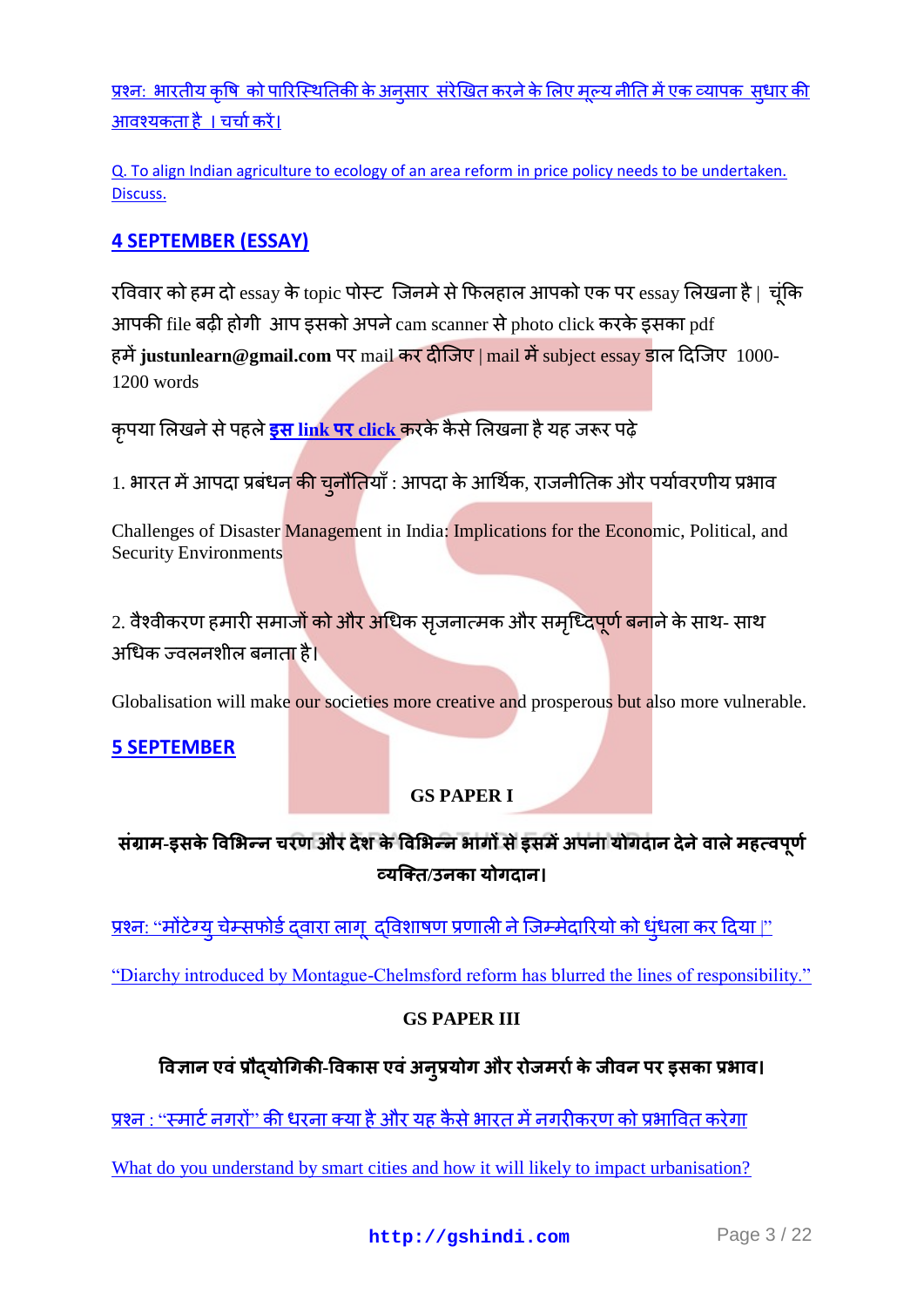प्रश्न: भारतीय कृषि को पारिस्थितिकी के अनुसार संरेखित करने के लिए मूल्य नीति में एक व्यापक सुधार की आवश्यकता है । चर्चा करें।

Q. To align Indian agriculture to ecology of an area reform in price policy needs to be undertaken. Discuss.

## 4 SEPTEMBER (ESSAY)

रविवार को हम दो essay के topic पोस्ट जिनमे से फिलहाल आपको एक पर essay लिखना है | चूंकि आपकी file बढ़ी होगी आप इसको अपने cam scanner से photo click करके इसका pdf हमें **justunlearn@gmail.com** पर mail कर दीजिए | mail में subject essay डाल दिजिए 1000-1200 words

कृपया लिखने से पहले **इस link पर click** करके कैसे लिखना है यह जरूर पढ़े

1. भारत में आपदा प्रबंधन की चुनौतियाँ : आपदा के आर्थिक, राजनीतिक और पर्यावरणीय प्रभाव

Challenges of Disaster Management in India: Implications for the Economic, Political, and Security Environments

2. वैश्वीकरण हमारी समाजों को और अधिक सृजनात्मक और समृध्दिपूर्ण बनाने के साथ- साथ अधिक ज्वलनशील बनाता है।

Globalisation will make our societies more creative and prosperous but also more vulnerable.

## 5 SEPTEMBER

### GS PAPER I

**संग्राम-इसके विभिन्न चरण और देश के विभिन्न भागों से इसमें अपना योगदान देने वाले महत्वपूर्ण व्यक्ति/उनका योगदान।**

प्रश्न: "मोंटेग्यु चेम्सफोर्ड द्वारा लागू द्विशाषण प्रणाली ने जिम्मेदारियो को धुंधला कर दिया |"

"Diarchy introduced by Montague-Chelmsford reform has blurred the lines of responsibility."

### GS PAPER III

**विज्ञान एवं प्रौद्योगिकी-विकास एवं अनुप्रयोग और रोजमर्रा के जीवन पर इसका प्रभाव।**

प्रश्न : "स्मार्ट नगरों" की धरना क्या है और यह कैसे भारत में नगरीकरण को प्रभावित करेगा

What do you understand by smart cities and how it will likely to impact urbanisation?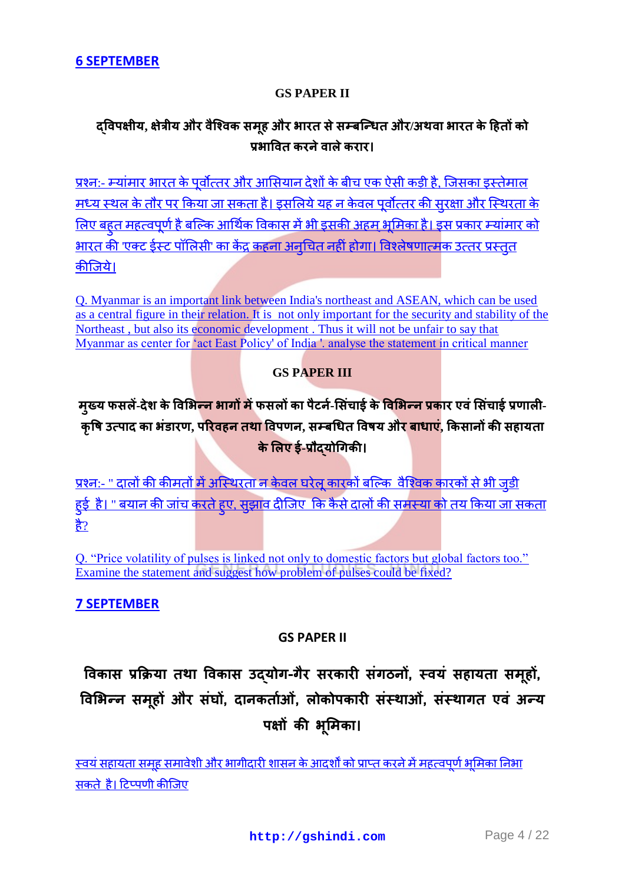## 6 SEPTEMBER

### GS PAPER II

### द्विपक्षीय, क्षेत्रीय और वैश्विक समूह और भारत से सम्बन्धित और/अथवा भारत के हितों को प्रभावित करने वाले करार।

प्रश्न:- म्यांमार भारत के पूर्वोत्तर और आसियान देशों के बीच एक ऐसी कड़ी है, जिसका इस्तेमाल मध्य स्थल के तौर पर किया जा सकता है। इसलिये यह न केवल पूर्वोत्तर की सुरक्षा और स्थिरता के लिए बहुत महत्वपूर्ण है बल्कि आर्थिक विकास में भी इसकी अहम् भूमिका है। इस प्रकार म्यांमार को भारत की 'एक्ट ईस्ट पॉलिसी' का केंद्र कहना अनुचित नहीं होगा। विश्लेषणात्मक उत्तर प्रस्तुत कीजिये।

Q. Myanmar is an important link between India's northeast and ASEAN, which can be used as a central figure in their relation. It is not only important for the security and stability of the Northeast , but also its economic development . Thus it will not be unfair to say that Myanmar as center for 'act East Policy' of India '. analyse the statement in critical manner

### GS PAPER III

### मुख्य फसलें-देश के विभिन्न भागों में फसलों का पैटर्न-सिंचाई के विभिन्न प्रकार एवं सिंचाई प्रणाली-कृषि उत्पाद का भंडारण, परिवहन तथा विपणन, सम्बधित विषय और बाधाएं, किसानों की सहायता के लिए ई-प्रौद्योगिकी।

प्रश्न:- " दालों की कीमतों में अस्थिरता न केवल घरेलू कारकों बल्कि वैश्विक कारकों से भी जुडी हुई है। " बयान की जांच करते हुए, सुझाव दीजिए कि कैसे दालों की समस्या को तय किया जा सकता है?

Q. "Price volatility of pulses is linked not only to domestic factors but global factors too." Examine the statement and suggest how problem of pulses could be fixed?

## 7 SEPTEMBER

### GS PAPER II

### विकास प्रक्रिया तथा विकास उद्योग-गैर सरकारी संगठनों, स्वयं सहायता समूहों, विभिन्न समूहों और संघों, दानकर्ताओं, लोकोपकारी संस्थाओं, संस्थागत एवं अन्य पक्षों की भूमिका।

स्वयं सहायता समूह समावेशी और भागीदारी शासन के आदर्शों को प्राप्त करने में महत्वपूर्ण भूमिका निभा सकते है। टिप्पणी कीजिए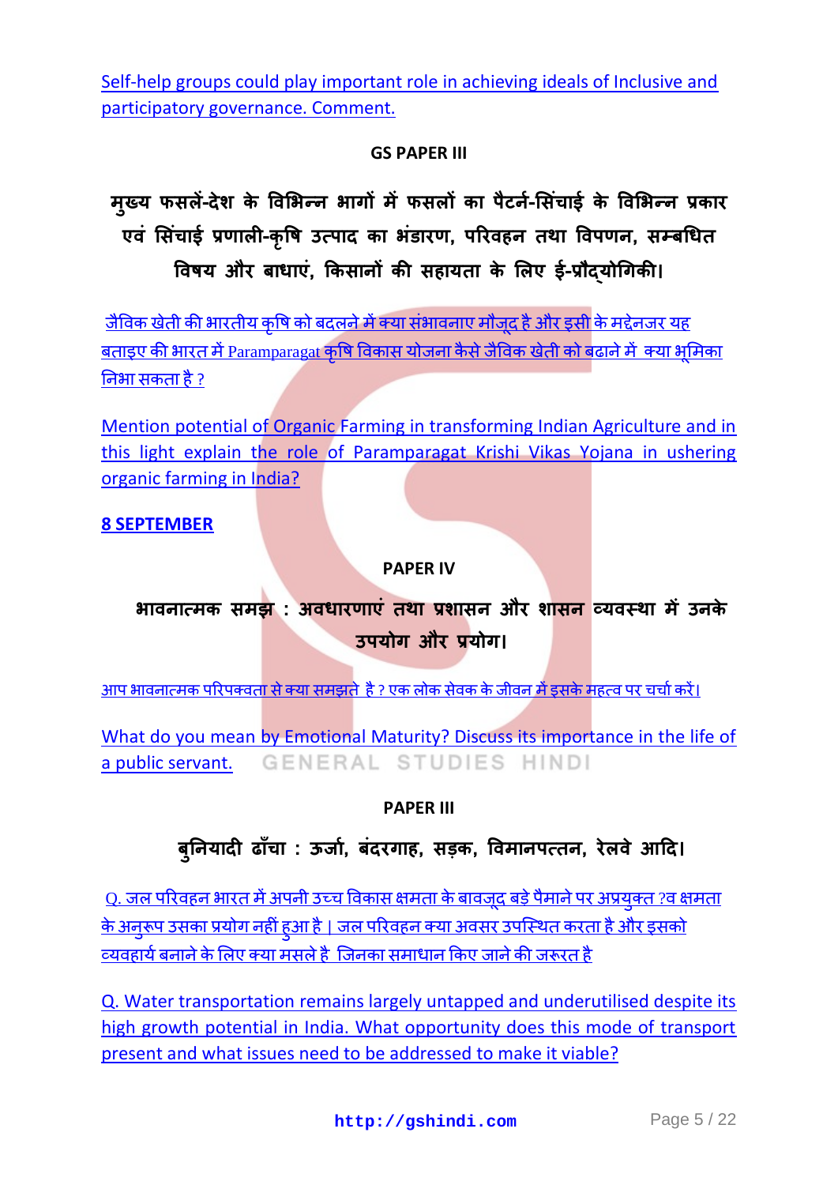Self-help groups could play important role in achieving ideals of Inclusive and participatory governance. Comment.

**GS PAPER III**

**मुख्य फसलें-देश के विभिन्न भागों में फसलों का पैटर्न-सिंचाई के विभिन्न प्रकार एवं सिंचाई प्रणाली-कृषि उत्पाद का भंडारण, परिवहन तथा विपणन, सम्बधित विषय और बाधाएं, किसानों की सहायता के लिए ई-प्रौद्योगिकी।**

जैविक खेती की भारतीय कृषि को बदलने में क्या संभावनाए मौजूद है और इसी के मद्देनजर यह बताइए की भारत में Paramparagat कृषि विकास योजना कैसे जैविक खेती को बढाने में क्या भूमिका निभा सकता है ?

Mention potential of Organic Farming in transforming Indian Agriculture and in this light explain the role of Paramparagat Krishi Vikas Yojana in ushering organic farming in India?

**8 SEPTEMBER**

**PAPER IV**

**भावनात्मक समझ : अवधारणाएं तथा प्रशासन और शासन व्यवस्था में उनके उपयोग और प्रयोग।**

आप भावनात्मक परिपक्वता से क्या समझते है ? एक लोक सेवक के जीवन में इसके महत्व पर चर्चा करें।

What do you mean by Emotional Maturity? Discuss its importance in the life of a public servant.

**PAPER III**

**बुनियादी ढाँचा : ऊर्जा, बंदरगाह, सड़क, विमानपत्तन, रेलवे आदि।**

Q. जल परिवहन भारत में अपनी उच्च विकास क्षमता के बावजूद बड़े पैमाने पर अप्रयुक्त ?व क्षमता के अनुरूप उसका प्रयोग नहीं हुआ है | जल परिवहन क्या अवसर उपस्थित करता है और इसको व्यवहार्य बनाने के लिए क्या मसले है जिनका समाधान किए जाने की जरूरत है

Q. Water transportation remains largely untapped and underutilised despite its high growth potential in India. What opportunity does this mode of transport present and what issues need to be addressed to make it viable?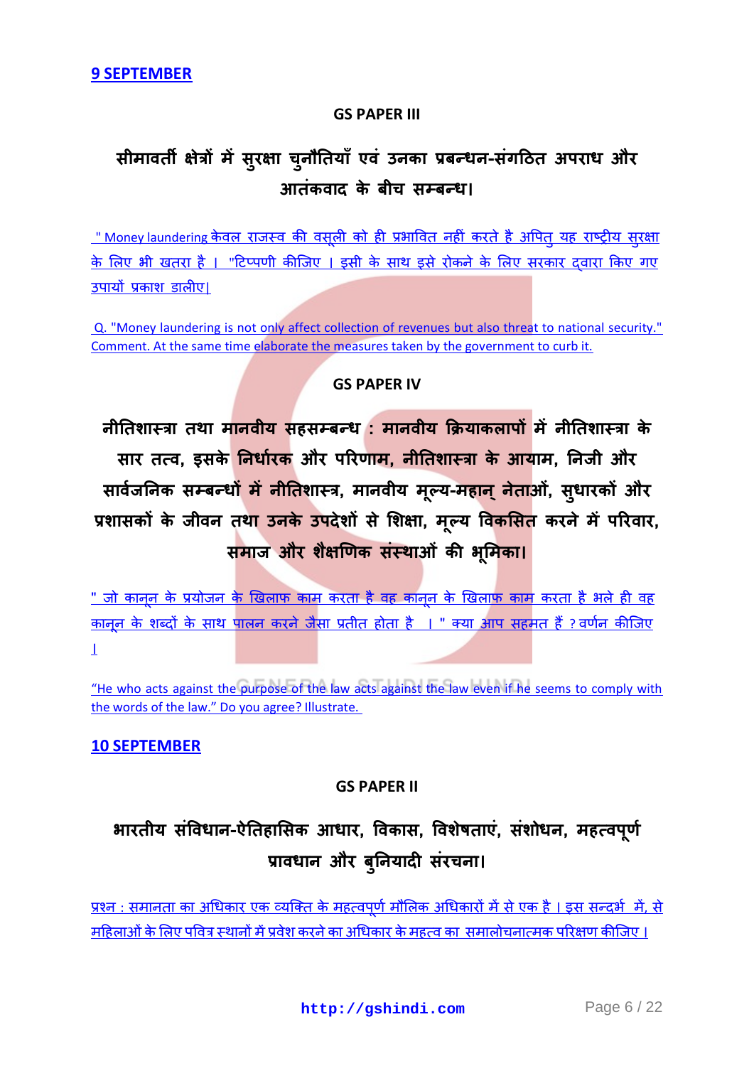## 9 SEPTEMBER

### GS PAPER III

## सीमावर्ती क्षेत्रों में सुरक्षा चुनौतियाँ एवं उनका प्रबन्धन-संगठित अपराध और आतंकवाद के बीच सम्बन्ध।

" Money laundering केवल राजस्व की वसूली को ही प्रभावित नहीं करते है अपितु यह राष्ट्रीय सुरक्षा के लिए भी खतरा है । "टिप्पणी कीजिए । इसी के साथ इसे रोकने के लिए सरकार द्वारा किए गए उपायों प्रकाश डालीए|

Q. "Money laundering is not only affect collection of revenues but also threat to national security." Comment. At the same time elaborate the measures taken by the government to curb it.

### GS PAPER IV

## नीतिशास्त्रा तथा मानवीय सहसम्बन्ध : मानवीय क्रियाकलापों में नीतिशास्त्रा के सार तत्व, इसके निर्धारक और परिणाम, नीतिशास्त्रा के आयाम, निजी और सार्वजनिक सम्बन्धों में नीतिशास्त्र, मानवीय मूल्य-महान् नेताओं, सुधारकों और प्रशासकों के जीवन तथा उनके उपदेशों से शिक्षा, मूल्य विकसित करने में परिवार, समाज और शैक्षणिक संस्थाओं की भूमिका।

" जो कानून के प्रयोजन के खिलाफ काम करता है वह कानून के खिलाफ काम करता है भले ही वह कानून के शब्दों के साथ पालन करने जैसा प्रतीत होता है । " क्या आप सहमत हैं ? वर्णन कीजिए ।

"He who acts against the purpose of the law acts against the law even if he seems to comply with the words of the law." Do you agree? Illustrate.

## 10 SEPTEMBER

### GS PAPER II

## भारतीय संविधान-ऐतिहासिक आधार, विकास, विशेषताएं, संशोधन, महत्वपूर्ण प्रावधान और बुनियादी संरचना।

प्रश्न : समानता का अधिकार एक व्यक्ति के महत्वपूर्ण मौलिक अधिकारों में से एक है । इस सन्दर्भ में, से महिलाओं के लिए पवित्र स्थानों में प्रवेश करने का अधिकार के महत्व का समालोचनात्मक परिक्षण कीजिए ।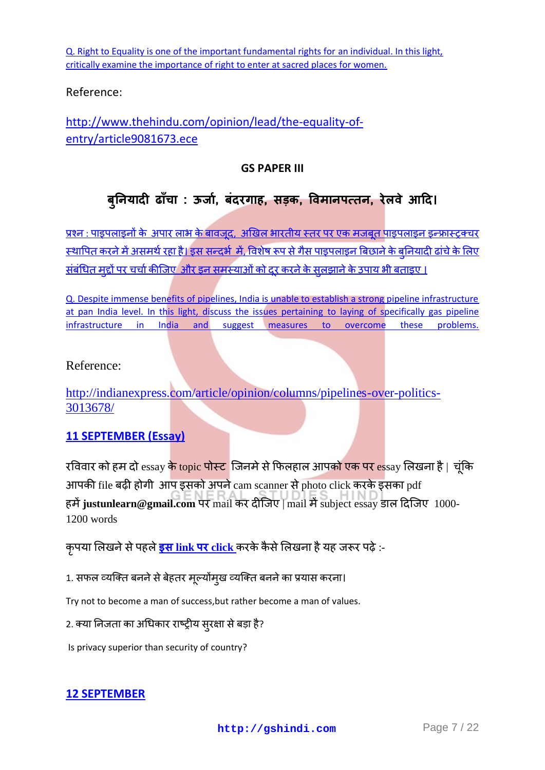[Q. Right to Equality is one of the important fundamental rights for an individual. In this light, critically examine the importance of right to enter at sacred places for women.]

Reference:

http://www.thehindu.com/opinion/lead/the-equality-of-entry/article9081673.ece

**GS PAPER III**

## बुनियादी ढाँचा : ऊर्जा, बंदरगाह, सड़क, विमानपत्तन, रेलवे आदि।

प्रश्न : पाइपलाइनों के अपार लाभ के बावजूद, अखिल भारतीय स्तर पर एक मजबूत पाइपलाइन इन्फ्रास्ट्रक्चर स्थापित करने में असमर्थ रहा है। इस सन्दर्भ में, विशेष रूप से गैस पाइपलाइन बिछाने के बुनियादी ढांचे के लिए संबंधित मुद्दों पर चर्चा कीजिए और इन समस्याओं को दूर करने के सुलझाने के उपाय भी बताइए।

Q. Despite immense benefits of pipelines, India is unable to establish a strong pipeline infrastructure at pan India level. In this light, discuss the issues pertaining to laying of specifically gas pipeline infrastructure in India and suggest measures to overcome these problems.

Reference:

http://indianexpress.com/article/opinion/columns/pipelines-over-politics-3013678/

### 11 SEPTEMBER (Essay)

रविवार को हम दो essay के topic पोस्ट जिनमे से फिलहाल आपको एक पर essay लिखना है | चूंकि आपकी file बढ़ी होगी आप इसको अपने cam scanner से photo click करके इसका pdf हमें **justunlearn@gmail.com** पर mail कर दीजिए | mail में subject essay डाल दिजिए 1000-1200 words

कृपया लिखने से पहले **इस link पर click** करके कैसे लिखना है यह जरूर पढ़े :-

1. सफल व्यक्ति बनने से बेहतर मूल्योंमुख व्यक्ति बनने का प्रयास करना।

Try not to become a man of success,but rather become a man of values.

2. क्या निजता का अधिकार राष्ट्रीय सुरक्षा से बड़ा है?

Is privacy superior than security of country?

### 12 SEPTEMBER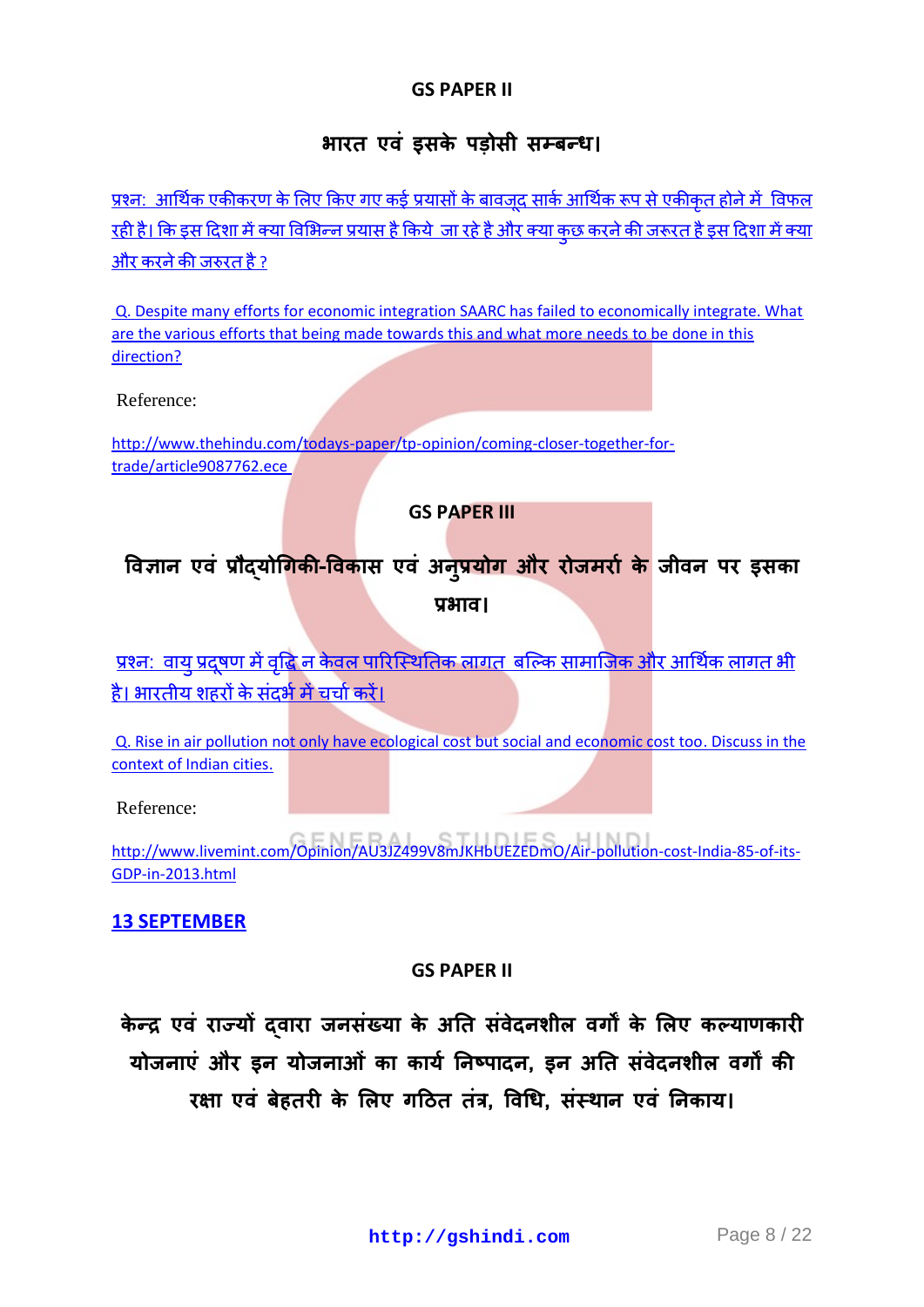**GS PAPER II**

## भारत एवं इसके पड़ोसी सम्बन्ध।

प्रश्न: आर्थिक एकीकरण के लिए किए गए कई प्रयासों के बावजूद सार्क आर्थिक रूप से एकीकृत होने में विफल रही है। कि इस दिशा में क्या विभिन्न प्रयास है किये जा रहे है और क्या कुछ करने की जरूरत है इस दिशा में क्या और करने की जरुरत है ?

Q. Despite many efforts for economic integration SAARC has failed to economically integrate. What are the various efforts that being made towards this and what more needs to be done in this direction?

Reference:

http://www.thehindu.com/todays-paper/tp-opinion/coming-closer-together-for-trade/article9087762.ece

**GS PAPER III**

## विज्ञान एवं प्रौद्योगिकी-विकास एवं अनुप्रयोग और रोजमर्रा के जीवन पर इसका प्रभाव।

प्रश्न: वायु प्रदूषण में वृद्धि न केवल पारिस्थितिक लागत बल्कि सामाजिक और आर्थिक लागत भी है। भारतीय शहरों के संदर्भ में चर्चा करें।

Q. Rise in air pollution not only have ecological cost but social and economic cost too. Discuss in the context of Indian cities.

Reference:

http://www.livemint.com/Opinion/AU3JZ499V8mJKHbUEZEDmO/Air-pollution-cost-India-85-of-its-GDP-in-2013.html

**13 SEPTEMBER**

**GS PAPER II**

## केन्द्र एवं राज्यों द्वारा जनसंख्या के अति संवेदनशील वर्गों के लिए कल्याणकारी योजनाएं और इन योजनाओं का कार्य निष्पादन, इन अति संवेदनशील वर्गों की रक्षा एवं बेहतरी के लिए गठित तंत्र, विधि, संस्थान एवं निकाय।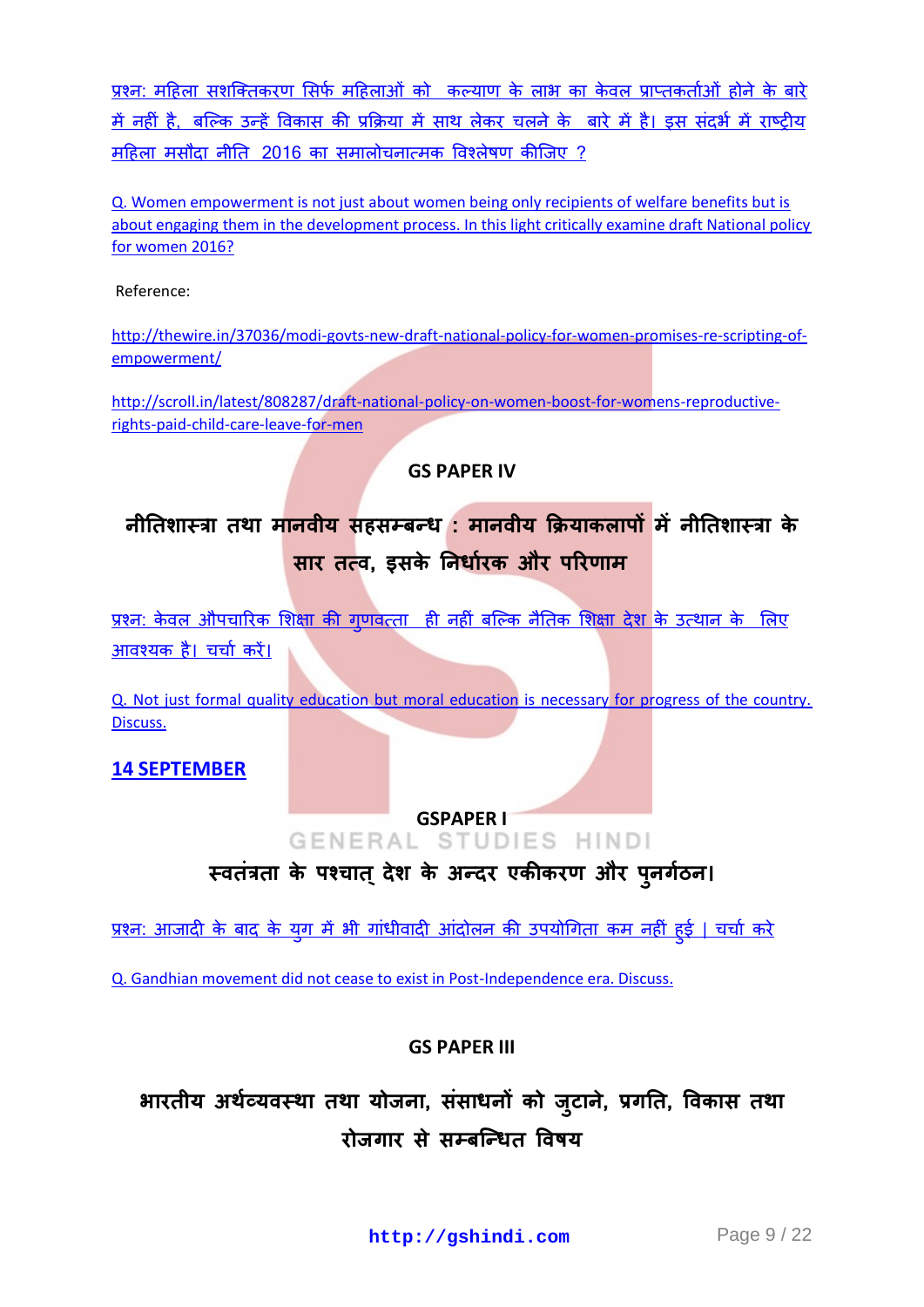प्रश्न: महिला सशक्तिकरण सिर्फ महिलाओं को कल्याण के लाभ का केवल प्राप्तकर्ताओं होने के बारे में नहीं है, बल्कि उन्हें विकास की प्रक्रिया में साथ लेकर चलने के बारे में है। इस संदर्भ में राष्ट्रीय महिला मसौदा नीति 2016 का समालोचनात्मक विश्लेषण कीजिए ?

Q. Women empowerment is not just about women being only recipients of welfare benefits but is about engaging them in the development process. In this light critically examine draft National policy for women 2016?

Reference:

http://thewire.in/37036/modi-govts-new-draft-national-policy-for-women-promises-re-scripting-of-empowerment/

http://scroll.in/latest/808287/draft-national-policy-on-women-boost-for-womens-reproductive-rights-paid-child-care-leave-for-men

### GS PAPER IV

## नीतिशास्त्रा तथा मानवीय सहसम्बन्ध : मानवीय क्रियाकलापों में नीतिशास्त्रा के सार तत्व, इसके निर्धारक और परिणाम

प्रश्न: केवल औपचारिक शिक्षा की गुणवत्ता ही नहीं बल्कि नैतिक शिक्षा देश के उत्थान के लिए आवश्यक है। चर्चा करें।

Q. Not just formal quality education but moral education is necessary for progress of the country. Discuss.

## 14 SEPTEMBER

### GSPAPER I

## स्वतंत्रता के पश्चात् देश के अन्दर एकीकरण और पुनर्गठन।

प्रश्न: आजादी के बाद के युग में भी गांधीवादी आंदोलन की उपयोगिता कम नहीं हुई | चर्चा करे

Q. Gandhian movement did not cease to exist in Post-Independence era. Discuss.

### GS PAPER III

## भारतीय अर्थव्यवस्था तथा योजना, संसाधनों को जुटाने, प्रगति, विकास तथा रोजगार से सम्बन्धित विषय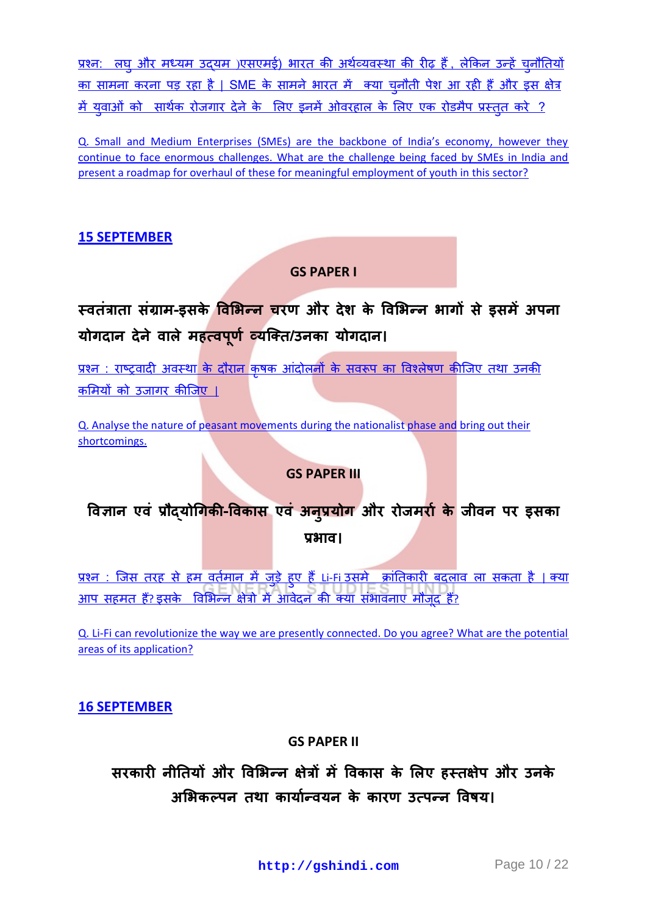प्रश्न: लघु और मध्यम उद्यम )एसएमई) भारत की अर्थव्यवस्था की रीढ़ हैं, लेकिन उन्हें चुनौतियों का सामना करना पड़ रहा है | SME के सामने भारत में क्या चुनौती पेश आ रही हैं और इस क्षेत्र में युवाओं को सार्थक रोजगार देने के लिए इनमें ओवरहाल के लिए एक रोडमैप प्रस्तुत करे ?

Q. Small and Medium Enterprises (SMEs) are the backbone of India's economy, however they continue to face enormous challenges. What are the challenge being faced by SMEs in India and present a roadmap for overhaul of these for meaningful employment of youth in this sector?

## 15 SEPTEMBER

### GS PAPER I

### स्वतंत्राता संग्राम-इसके विभिन्न चरण और देश के विभिन्न भागों से इसमें अपना योगदान देने वाले महत्वपूर्ण व्यक्ति/उनका योगदान।

प्रश्न : राष्ट्रवादी अवस्था के दौरान कृषक आंदोलनों के सवरूप का विश्लेषण कीजिए तथा उनकी कमियों को उजागर कीजिए |

Q. Analyse the nature of peasant movements during the nationalist phase and bring out their shortcomings.

### GS PAPER III

### विज्ञान एवं प्रौद्योगिकी-विकास एवं अनुप्रयोग और रोजमर्रा के जीवन पर इसका प्रभाव।

प्रश्न : जिस तरह से हम वर्तमान में जुड़े हुए हैं Li-Fi उसमे क्रांतिकारी बदलाव ला सकता है | क्या आप सहमत हैं? इसके विभिन्न क्षेत्रो में आवेदन की क्या संभावनाए मौजूद हैं?

Q. Li-Fi can revolutionize the way we are presently connected. Do you agree? What are the potential areas of its application?

## 16 SEPTEMBER

### GS PAPER II

### सरकारी नीतियों और विभिन्न क्षेत्रों में विकास के लिए हस्तक्षेप और उनके अभिकल्पन तथा कार्यान्वयन के कारण उत्पन्न विषय।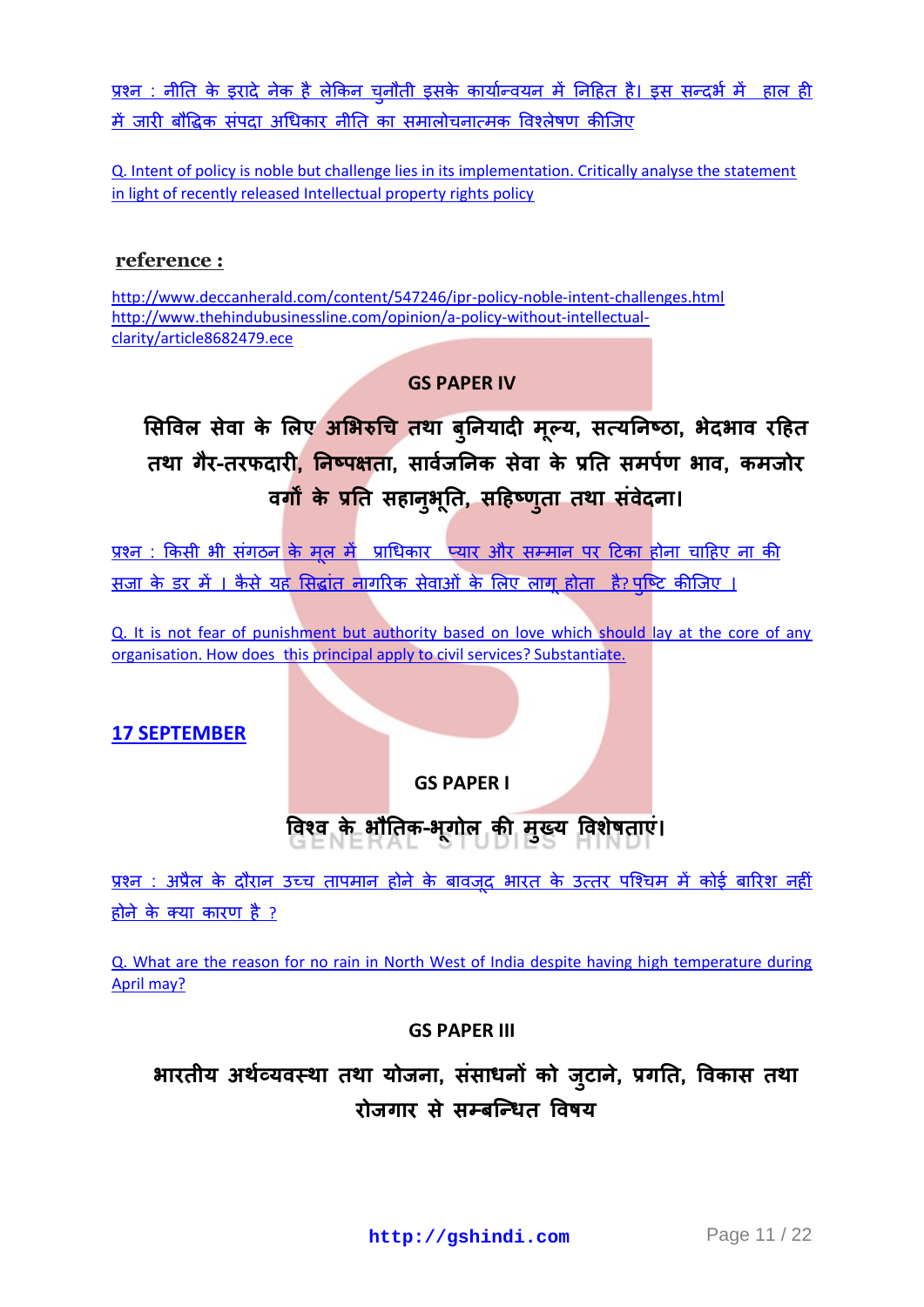प्रश्न : नीति के इरादे नेक है लेकिन चुनौती इसके कार्यान्वयन में निहित है। इस सन्दर्भ में हाल ही में जारी बौद्धिक संपदा अधिकार नीति का समालोचनात्मक विश्लेषण कीजिए

Q. Intent of policy is noble but challenge lies in its implementation. Critically analyse the statement in light of recently released Intellectual property rights policy

**reference :**

http://www.deccanherald.com/content/547246/ipr-policy-noble-intent-challenges.html
http://www.thehindubusinessline.com/opinion/a-policy-without-intellectual-clarity/article8682479.ece

### GS PAPER IV

## सिविल सेवा के लिए अभिरुचि तथा बुनियादी मूल्य, सत्यनिष्ठा, भेदभाव रहित तथा गैर-तरफदारी, निष्पक्षता, सार्वजनिक सेवा के प्रति समर्पण भाव, कमजोर वर्गों के प्रति सहानुभूति, सहिष्णुता तथा संवेदना।

प्रश्न : किसी भी संगठन के मूल में प्राधिकार प्यार और सम्मान पर टिका होना चाहिए ना की सजा के डर में । कैसे यह सिद्धांत नागरिक सेवाओं के लिए लागू होता है? पुष्टि कीजिए ।

Q. It is not fear of punishment but authority based on love which should lay at the core of any organisation. How does this principal apply to civil services? Substantiate.

**17 SEPTEMBER**

### GS PAPER I

## विश्व के भौतिक-भूगोल की मुख्य विशेषताएं।

प्रश्न : अप्रैल के दौरान उच्च तापमान होने के बावजूद भारत के उत्तर पश्चिम में कोई बारिश नहीं होने के क्या कारण है ?

Q. What are the reason for no rain in North West of India despite having high temperature during April may?

### GS PAPER III

## भारतीय अर्थव्यवस्था तथा योजना, संसाधनों को जुटाने, प्रगति, विकास तथा रोजगार से सम्बन्धित विषय

http://gshindi.com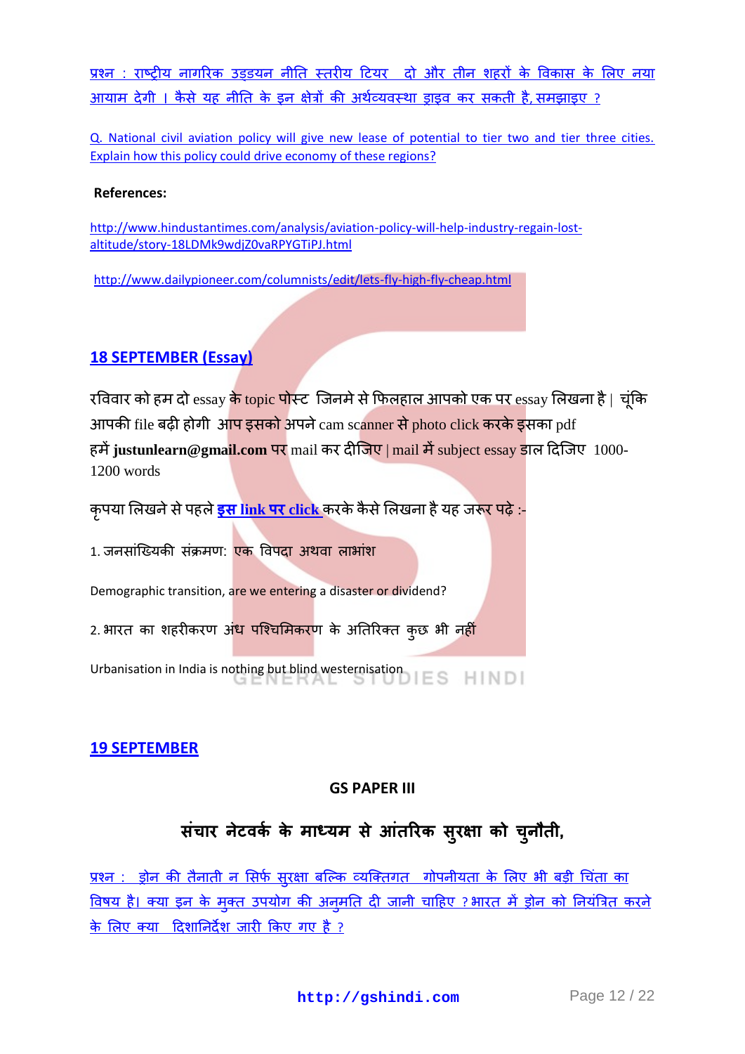प्रश्न : राष्ट्रीय नागरिक उड्डयन नीति स्तरीय टियर दो और तीन शहरों के विकास के लिए नया आयाम देगी । कैसे यह नीति के इन क्षेत्रों की अर्थव्यवस्था ड्राइव कर सकती है, समझाइए ?

Q. National civil aviation policy will give new lease of potential to tier two and tier three cities. Explain how this policy could drive economy of these regions?

**References:**

http://www.hindustantimes.com/analysis/aviation-policy-will-help-industry-regain-lost-altitude/story-18LDMk9wdjZ0vaRPYGTiPJ.html

http://www.dailypioneer.com/columnists/edit/lets-fly-high-fly-cheap.html

## 18 SEPTEMBER (Essay)

रविवार को हम दो essay के topic पोस्ट जिनमे से फिलहाल आपको एक पर essay लिखना है | चूंकि आपकी file बढ़ी होगी आप इसको अपने cam scanner से photo click करके इसका pdf हमें **justunlearn@gmail.com** पर mail कर दीजिए | mail में subject essay डाल दिजिए 1000-1200 words

कृपया लिखने से पहले **इस link पर click** करके कैसे लिखना है यह जरूर पढ़े :-

1. जनसांख्यिकी संक्रमण: एक विपदा अथवा लाभांश

Demographic transition, are we entering a disaster or dividend?

2. भारत का शहरीकरण अंध पश्चिमिकरण के अतिरिक्त कुछ भी नहीं

Urbanisation in India is nothing but blind westernisation

## 19 SEPTEMBER

### GS PAPER III

### संचार नेटवर्क के माध्यम से आंतरिक सुरक्षा को चुनौती,

प्रश्न : ड्रोन की तैनाती न सिर्फ सुरक्षा बल्कि व्यक्तिगत गोपनीयता के लिए भी बड़ी चिंता का विषय है। क्या इन के मुक्त उपयोग की अनुमति दी जानी चाहिए ? भारत में ड्रोन को नियंत्रित करने के लिए क्या दिशानिर्देश जारी किए गए है ?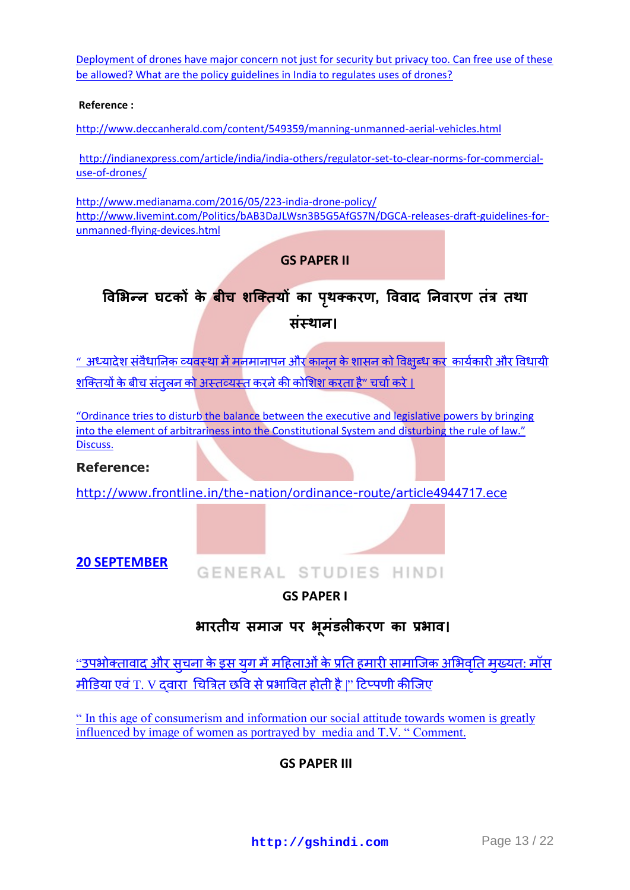Deployment of drones have major concern not just for security but privacy too. Can free use of these be allowed? What are the policy guidelines in India to regulates uses of drones?

**Reference :**

http://www.deccanherald.com/content/549359/manning-unmanned-aerial-vehicles.html

http://indianexpress.com/article/india/india-others/regulator-set-to-clear-norms-for-commercial-use-of-drones/

http://www.medianama.com/2016/05/223-india-drone-policy/
http://www.livemint.com/Politics/bAB3DaJLWsn3B5G5AfGS7N/DGCA-releases-draft-guidelines-for-unmanned-flying-devices.html

### GS PAPER II

## विभिन्न घटकों के बीच शक्तियों का पृथक्करण, विवाद निवारण तंत्र तथा संस्थान।

" अध्यादेश संवैधानिक व्यवस्था में मनमानापन और कानून के शासन को विक्षुब्ध कर कार्यकारी और विधायी शक्तियों के बीच संतुलन को अस्तव्यस्त करने की कोशिश करता है" चर्चा करे |

"Ordinance tries to disturb the balance between the executive and legislative powers by bringing into the element of arbitrariness into the Constitutional System and disturbing the rule of law." Discuss.

**Reference:**

http://www.frontline.in/the-nation/ordinance-route/article4944717.ece

**20 SEPTEMBER**

### GS PAPER I

## भारतीय समाज पर भूमंडलीकरण का प्रभाव।

"उपभोक्तावाद और सुचना के इस युग में महिलाओं के प्रति हमारी सामाजिक अभिवृति मुख्यत: मॉस मीडिया एवं T. V द्वारा चित्रित छवि से प्रभावित होती है |" टिप्पणी कीजिए

" In this age of consumerism and information our social attitude towards women is greatly influenced by image of women as portrayed by media and T.V. " Comment.

### GS PAPER III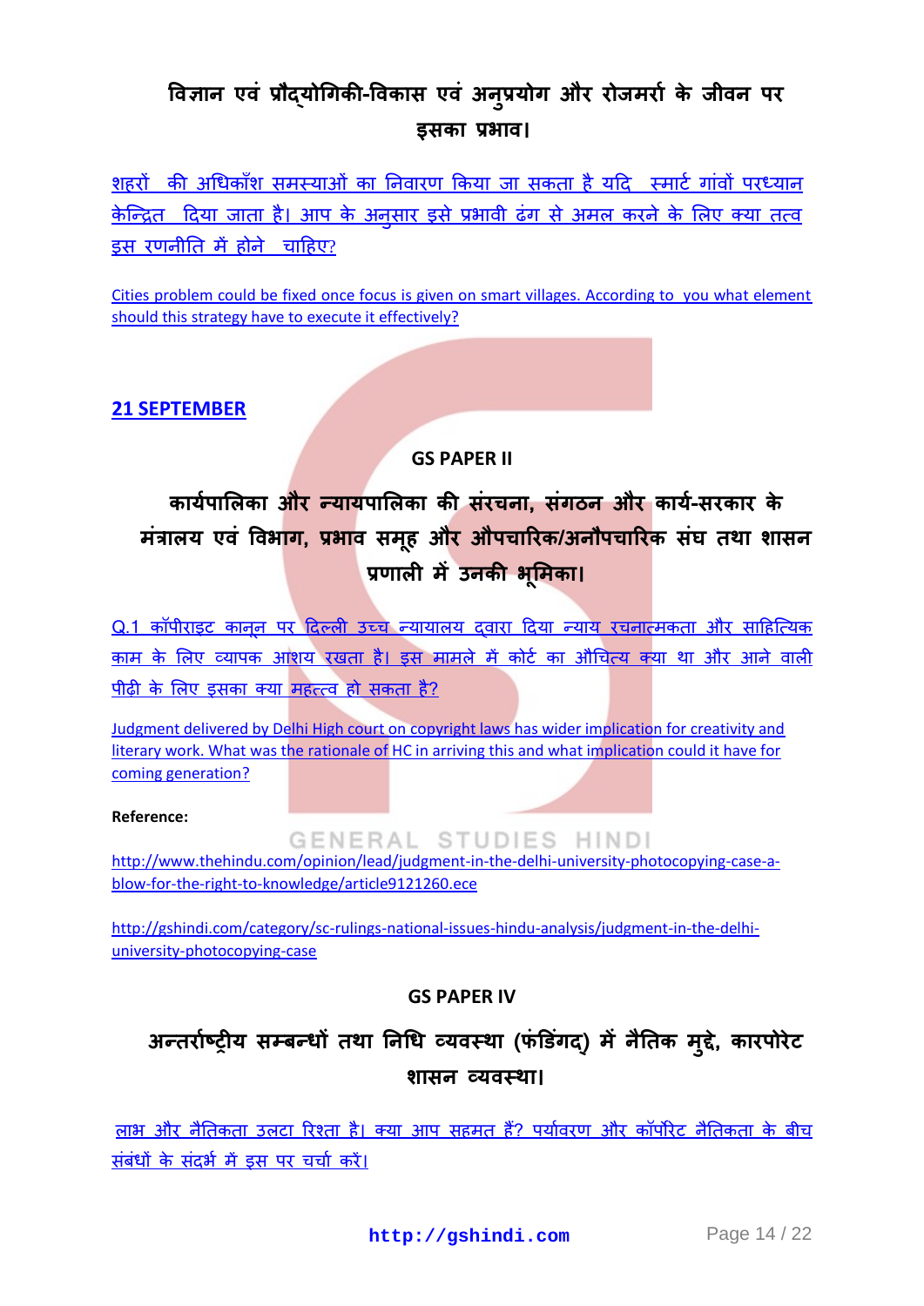## विज्ञान एवं प्रौद्योगिकी-विकास एवं अनुप्रयोग और रोजमर्रा के जीवन पर इसका प्रभाव।

शहरों की अधिकाँश समस्याओं का निवारण किया जा सकता है यदि स्मार्ट गांवों परध्यान केन्द्रित दिया जाता है। आप के अनुसार इसे प्रभावी ढंग से अमल करने के लिए क्या तत्व इस रणनीति में होने चाहिए?

Cities problem could be fixed once focus is given on smart villages. According to you what element should this strategy have to execute it effectively?

**21 SEPTEMBER**

### GS PAPER II

## कार्यपालिका और न्यायपालिका की संरचना, संगठन और कार्य-सरकार के मंत्रालय एवं विभाग, प्रभाव समूह और औपचारिक/अनौपचारिक संघ तथा शासन प्रणाली में उनकी भूमिका।

Q.1 कॉपीराइट कानून पर दिल्ली उच्च न्यायालय द्वारा दिया न्याय रचनात्मकता और साहित्यिक काम के लिए व्यापक आशय रखता है। इस मामले में कोर्ट का औचित्य क्या था और आने वाली पीढ़ी के लिए इसका क्या महत्त्व हो सकता है?

Judgment delivered by Delhi High court on copyright laws has wider implication for creativity and literary work. What was the rationale of HC in arriving this and what implication could it have for coming generation?

**Reference:**

http://www.thehindu.com/opinion/lead/judgment-in-the-delhi-university-photocopying-case-a-blow-for-the-right-to-knowledge/article9121260.ece

http://gshindi.com/category/sc-rulings-national-issues-hindu-analysis/judgment-in-the-delhi-university-photocopying-case

### GS PAPER IV

## अन्तर्राष्ट्रीय सम्बन्धों तथा निधि व्यवस्था (फंडिंगद्) में नैतिक मुद्दे, कारपोरेट शासन व्यवस्था।

लाभ और नैतिकता उलटा रिश्ता है। क्या आप सहमत हैं? पर्यावरण और कॉर्पोरेट नैतिकता के बीच संबंधों के संदर्भ में इस पर चर्चा करें।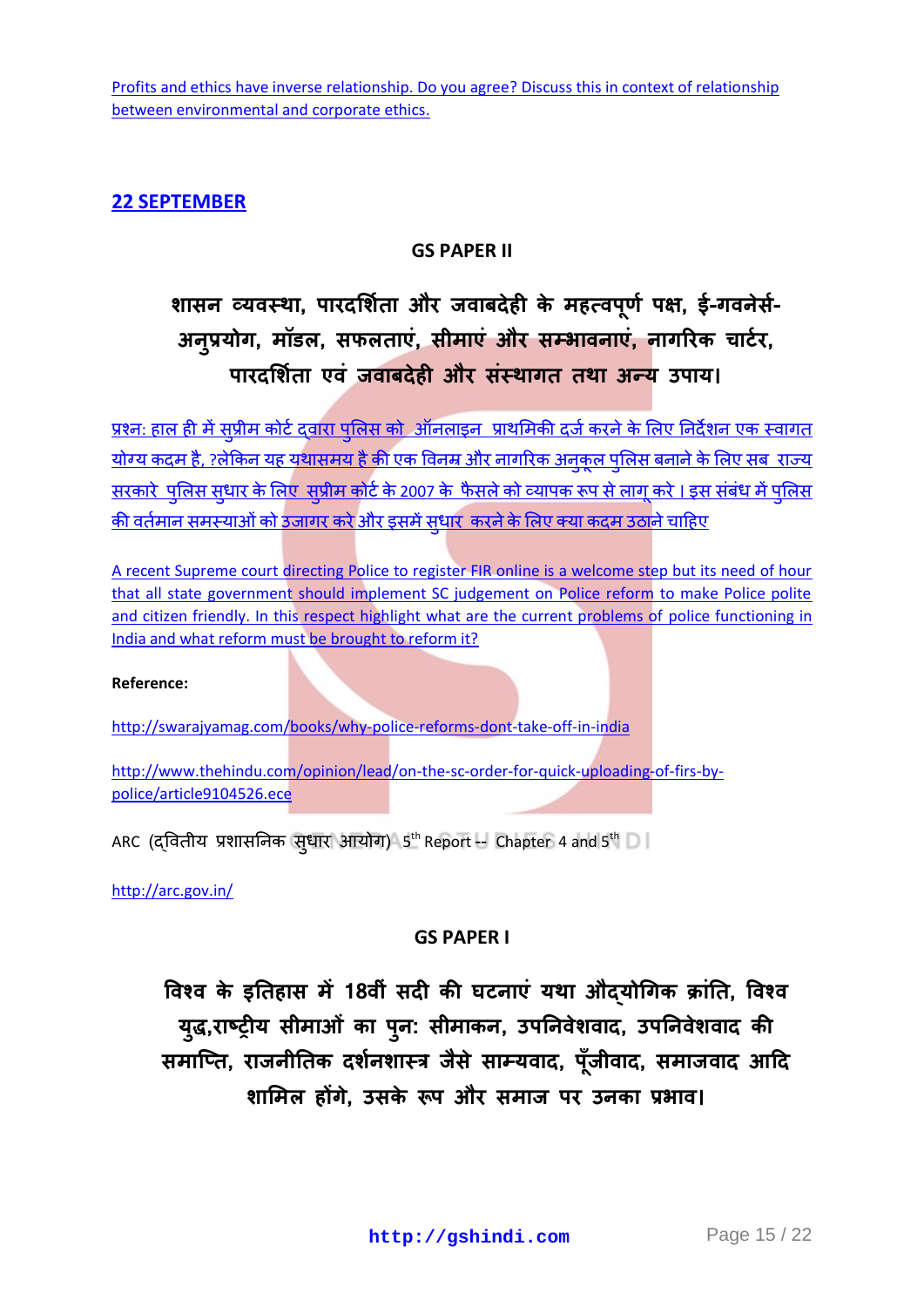Profits and ethics have inverse relationship. Do you agree? Discuss this in context of relationship between environmental and corporate ethics.

## 22 SEPTEMBER

### GS PAPER II

## शासन व्यवस्था, पारदर्शिता और जवाबदेही के महत्वपूर्ण पक्ष, ई-गवर्नेंस- अनुप्रयोग, मॉडल, सफलताएं, सीमाएं और सम्भावनाएं, नागरिक चार्टर, पारदर्शिता एवं जवाबदेही और संस्थागत तथा अन्य उपाय।

प्रश्न: हाल ही में सुप्रीम कोर्ट द्वारा पुलिस को ऑनलाइन प्राथमिकी दर्ज करने के लिए निर्देशन एक स्वागत योग्य कदम है, ?लेकिन यह यथासमय है की एक विनम्र और नागरिक अनुकूल पुलिस बनाने के लिए सब राज्य सरकारे पुलिस सुधार के लिए सुप्रीम कोर्ट के 2007 के फैसले को व्यापक रूप से लागू करे । इस संबंध में पुलिस की वर्तमान समस्याओं को उजागर करे और इसमें सुधार करने के लिए क्या कदम उठाने चाहिए

A recent Supreme court directing Police to register FIR online is a welcome step but its need of hour that all state government should implement SC judgement on Police reform to make Police polite and citizen friendly. In this respect highlight what are the current problems of police functioning in India and what reform must be brought to reform it?

**Reference:**

http://swarajyamag.com/books/why-police-reforms-dont-take-off-in-india

http://www.thehindu.com/opinion/lead/on-the-sc-order-for-quick-uploading-of-firs-by-police/article9104526.ece

ARC (द्वितीय प्रशासनिक सुधार आयोग) 5th Report -- Chapter 4 and 5th

http://arc.gov.in/

### GS PAPER I

## विश्व के इतिहास में 18वीं सदी की घटनाएं यथा औद्योगिक क्रांति, विश्व युद्ध,राष्ट्रीय सीमाओं का पुन: सीमाकन, उपनिवेशवाद, उपनिवेशवाद की समाप्ति, राजनीतिक दर्शनशास्त्र जैसे साम्यवाद, पूँजीवाद, समाजवाद आदि शामिल होंगे, उसके रूप और समाज पर उनका प्रभाव।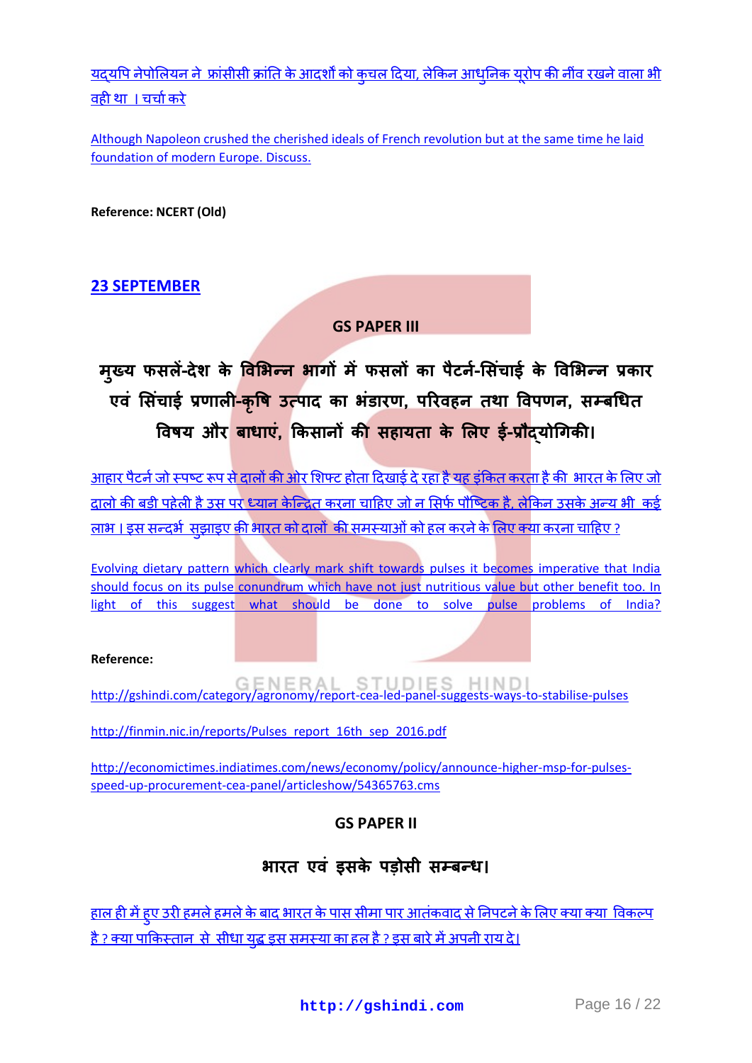यद्यपि नेपोलियन ने फ्रांसीसी क्रांति के आदर्शों को कुचल दिया, लेकिन आधुनिक यूरोप की नींव रखने वाला भी वही था । चर्चा करे

Although Napoleon crushed the cherished ideals of French revolution but at the same time he laid foundation of modern Europe. Discuss.

**Reference: NCERT (Old)**

## 23 SEPTEMBER

### GS PAPER III

### मुख्य फसलें-देश के विभिन्न भागों में फसलों का पैटर्न-सिंचाई के विभिन्न प्रकार एवं सिंचाई प्रणाली-कृषि उत्पाद का भंडारण, परिवहन तथा विपणन, सम्बधित विषय और बाधाएं, किसानों की सहायता के लिए ई-प्रौद्योगिकी।

आहार पैटर्न जो स्पष्ट रूप से दालों की ओर शिफ्ट होता दिखाई दे रहा है यह इंकित करता है की भारत के लिए जो दालो की बडी पहेली है उस पर ध्यान केन्द्रित करना चाहिए जो न सिर्फ पौष्टिक है, लेकिन उसके अन्य भी कई लाभ । इस सन्दर्भ सुझाइए की भारत को दालों की समस्याओं को हल करने के लिए क्या करना चाहिए ?

Evolving dietary pattern which clearly mark shift towards pulses it becomes imperative that India should focus on its pulse conundrum which have not just nutritious value but other benefit too. In light of this suggest what should be done to solve pulse problems of India?

**Reference:**

http://gshindi.com/category/agronomy/report-cea-led-panel-suggests-ways-to-stabilise-pulses

http://finmin.nic.in/reports/Pulses_report_16th_sep_2016.pdf

http://economictimes.indiatimes.com/news/economy/policy/announce-higher-msp-for-pulses-speed-up-procurement-cea-panel/articleshow/54365763.cms

### GS PAPER II

### भारत एवं इसके पड़ोसी सम्बन्ध।

हाल ही में हुए उरी हमले हमले के बाद भारत के पास सीमा पार आतंकवाद से निपटने के लिए क्या क्या विकल्प है ? क्या पाकिस्तान से सीधा युद्ध इस समस्या का हल है ? इस बारे में अपनी राय दे।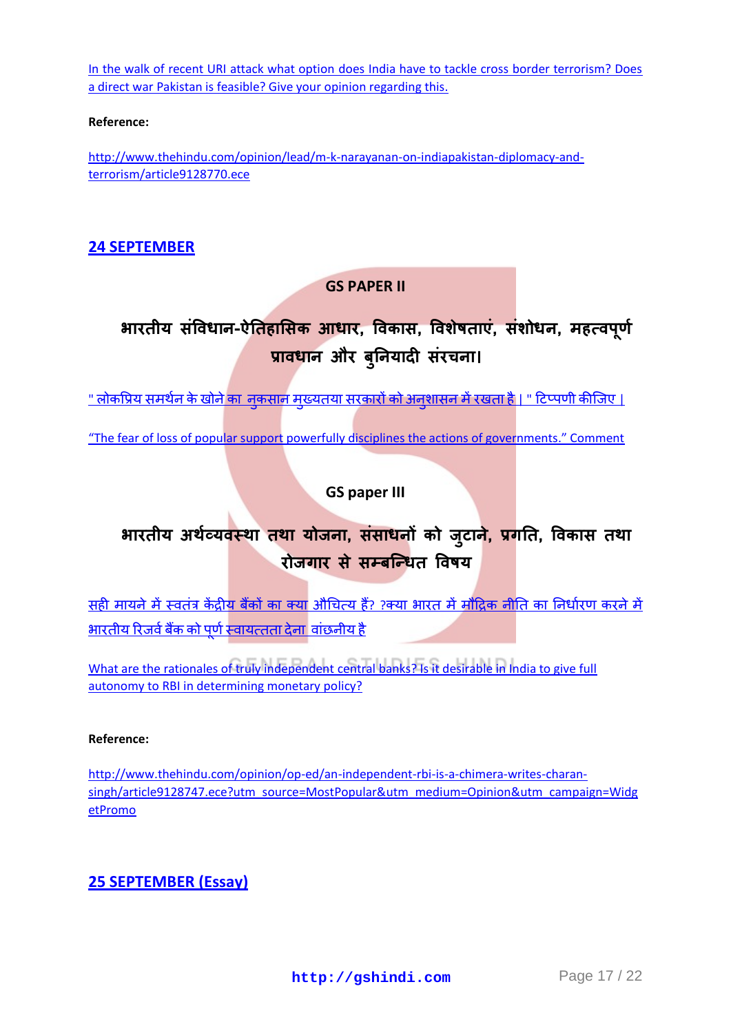[In the walk of recent URI attack what option does India have to tackle cross border terrorism? Does a direct war Pakistan is feasible? Give your opinion regarding this.](#)

**Reference:**

[http://www.thehindu.com/opinion/lead/m-k-narayanan-on-indiapakistan-diplomacy-and-terrorism/article9128770.ece](http://www.thehindu.com/opinion/lead/m-k-narayanan-on-indiapakistan-diplomacy-and-terrorism/article9128770.ece)

## 24 SEPTEMBER

### GS PAPER II

### भारतीय संविधान-ऐतिहासिक आधार, विकास, विशेषताएं, संशोधन, महत्वपूर्ण प्रावधान और बुनियादी संरचना।

[" लोकप्रिय समर्थन के खोने का नुकसान मुख्यतया सरकारों को अनुशासन में रखता है | " टिप्पणी कीजिए |](#)

[“The fear of loss of popular support powerfully disciplines the actions of governments.” Comment](#)

### GS paper III

### भारतीय अर्थव्यवस्था तथा योजना, संसाधनों को जुटाने, प्रगति, विकास तथा रोजगार से सम्बन्धित विषय

[सही मायने में स्वतंत्र केंद्रीय बैंकों का क्या औचित्य हैं? ?क्या भारत में मौद्रिक नीति का निर्धारण करने में भारतीय रिजर्व बैंक को पूर्ण स्वायत्तता देना वांछनीय है](#)

[What are the rationales of truly independent central banks? Is it desirable in India to give full autonomy to RBI in determining monetary policy?](#)

**Reference:**

[http://www.thehindu.com/opinion/op-ed/an-independent-rbi-is-a-chimera-writes-charan-singh/article9128747.ece?utm_source=MostPopular&utm_medium=Opinion&utm_campaign=WidgetPromo](http://www.thehindu.com/opinion/op-ed/an-independent-rbi-is-a-chimera-writes-charan-singh/article9128747.ece?utm_source=MostPopular&utm_medium=Opinion&utm_campaign=WidgetPromo)

## 25 SEPTEMBER (Essay)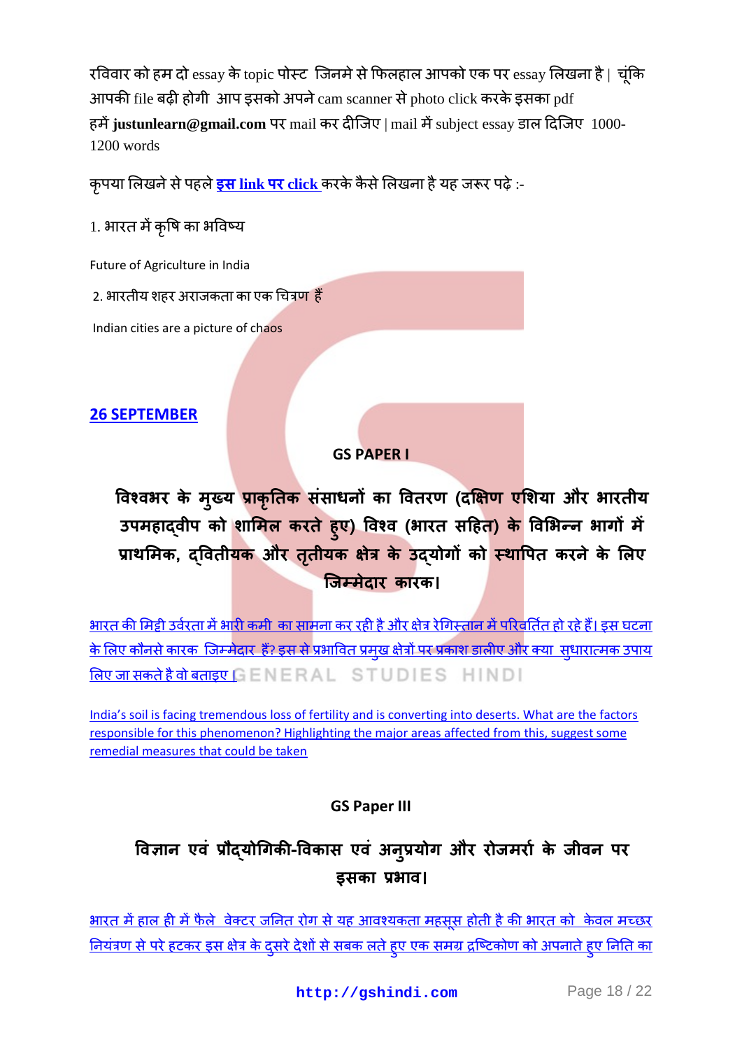रविवार को हम दो essay के topic पोस्ट जिनमे से फिलहाल आपको एक पर essay लिखना है | चूंकि आपकी file बढ़ी होगी आप इसको अपने cam scanner से photo click करके इसका pdf हमें **justunlearn@gmail.com** पर mail कर दीजिए | mail में subject essay डाल दिजिए 1000-1200 words

कृपया लिखने से पहले **इस link पर click** करके कैसे लिखना है यह जरूर पढ़े :-

1. भारत में कृषि का भविष्य

Future of Agriculture in India

2. भारतीय शहर अराजकता का एक चित्रण हैं

Indian cities are a picture of chaos

## 26 SEPTEMBER

### GS PAPER I

### विश्वभर के मुख्य प्राकृतिक संसाधनों का वितरण (दक्षिण एशिया और भारतीय उपमहाद्वीप को शामिल करते हुए) विश्व (भारत सहित) के विभिन्न भागों में प्राथमिक, द्वितीयक और तृतीयक क्षेत्र के उद्योगों को स्थापित करने के लिए जिम्मेदार कारक।

भारत की मिट्टी उर्वरता में भारी कमी का सामना कर रही है और क्षेत्र रेगिस्तान में परिवर्तित हो रहे हैं। इस घटना के लिए कौनसे कारक जिम्मेदार हैं? इस से प्रभावित प्रमुख क्षेत्रों पर प्रकाश डालीए और क्या सुधारात्मक उपाय लिए जा सकते है वो बताइए |

India's soil is facing tremendous loss of fertility and is converting into deserts. What are the factors responsible for this phenomenon? Highlighting the major areas affected from this, suggest some remedial measures that could be taken

### GS Paper III

### विज्ञान एवं प्रौद्योगिकी-विकास एवं अनुप्रयोग और रोजमर्रा के जीवन पर इसका प्रभाव।

भारत में हाल ही में फैले वेक्टर जनित रोग से यह आवश्यकता महसूस होती है की भारत को केवल मच्छर नियंत्रण से परे हटकर इस क्षेत्र के दुसरे देशों से सबक लते हुए एक समग्र द्रष्टिकोण को अपनाते हुए निति का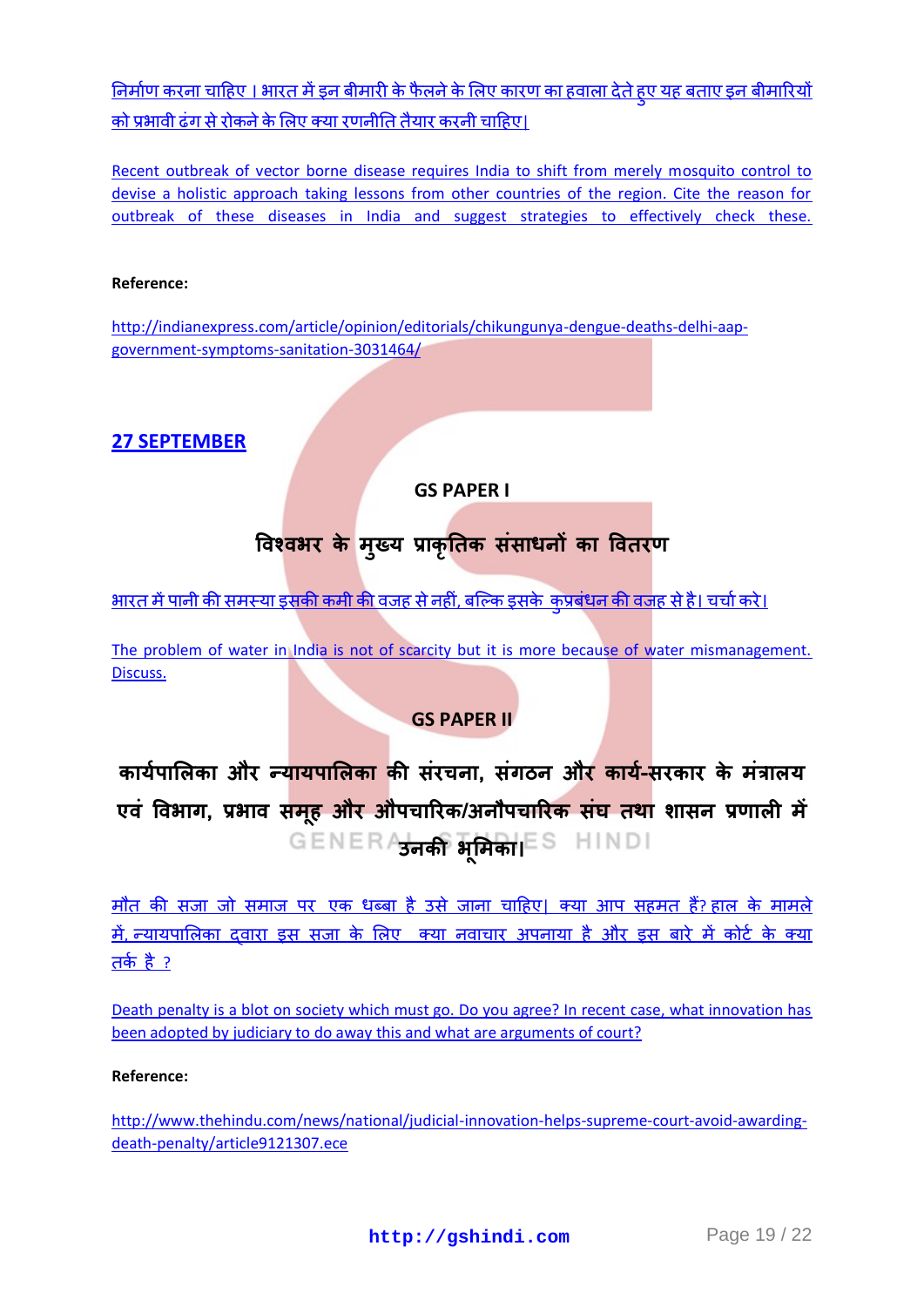निर्माण करना चाहिए । भारत में इन बीमारी के फैलने के लिए कारण का हवाला देते हुए यह बताए इन बीमारियों को प्रभावी ढंग से रोकने के लिए क्या रणनीति तैयार करनी चाहिए।

Recent outbreak of vector borne disease requires India to shift from merely mosquito control to devise a holistic approach taking lessons from other countries of the region. Cite the reason for outbreak of these diseases in India and suggest strategies to effectively check these.

**Reference:**

http://indianexpress.com/article/opinion/editorials/chikungunya-dengue-deaths-delhi-aap-government-symptoms-sanitation-3031464/

## 27 SEPTEMBER

### GS PAPER I

### विश्वभर के मुख्य प्राकृतिक संसाधनों का वितरण

भारत में पानी की समस्या इसकी कमी की वजह से नहीं, बल्कि इसके कुप्रबंधन की वजह से है। चर्चा करे।

The problem of water in India is not of scarcity but it is more because of water mismanagement. Discuss.

### GS PAPER II

### कार्यपालिका और न्यायपालिका की संरचना, संगठन और कार्य-सरकार के मंत्रालय एवं विभाग, प्रभाव समूह और औपचारिक/अनौपचारिक संघ तथा शासन प्रणाली में उनकी भूमिका।

मौत की सजा जो समाज पर एक धब्बा है उसे जाना चाहिए। क्या आप सहमत हैं? हाल के मामले में, न्यायपालिका द्वारा इस सजा के लिए क्या नवाचार अपनाया है और इस बारे में कोर्ट के क्या तर्क है ?

Death penalty is a blot on society which must go. Do you agree? In recent case, what innovation has been adopted by judiciary to do away this and what are arguments of court?

**Reference:**

http://www.thehindu.com/news/national/judicial-innovation-helps-supreme-court-avoid-awarding-death-penalty/article9121307.ece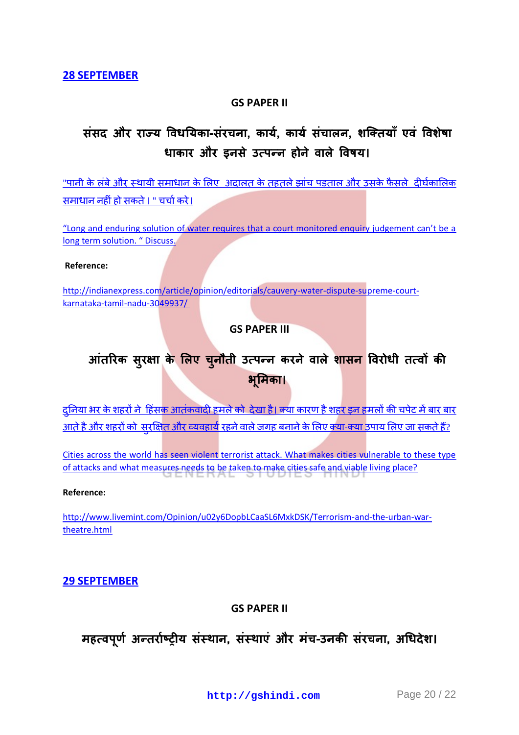## 28 SEPTEMBER

**GS PAPER II**

### संसद और राज्य विधयिका-संरचना, कार्य, कार्य संचालन, शक्तियाँ एवं विशेषाधाकार और इनसे उत्पन्न होने वाले विषय।

"पानी के लंबे और स्थायी समाधान के लिए अदालत के तहतले झांच पड़ताल और उसके फैसले दीर्घकालिक समाधान नहीं हो सकते । " चर्चा करे।

"Long and enduring solution of water requires that a court monitored enquiry judgement can't be a long term solution. " Discuss.

**Reference:**

http://indianexpress.com/article/opinion/editorials/cauvery-water-dispute-supreme-court-karnataka-tamil-nadu-3049937/

**GS PAPER III**

### आंतरिक सुरक्षा के लिए चुनौती उत्पन्न करने वाले शासन विरोधी तत्वों की भूमिका।

दुनिया भर के शहरों ने हिंसक आतंकवादी हमले को देखा है। क्या कारण है शहर इन हमलों की चपेट में बार बार आते है और शहरों को सुरक्षित और व्यवहार्य रहने वाले जगह बनाने के लिए क्या-क्या उपाय लिए जा सकते हैं?

Cities across the world has seen violent terrorist attack. What makes cities vulnerable to these type of attacks and what measures needs to be taken to make cities safe and viable living place?

**Reference:**

http://www.livemint.com/Opinion/u02y6DopbLCaaSL6MxkDSK/Terrorism-and-the-urban-war-theatre.html

## 29 SEPTEMBER

**GS PAPER II**

### महत्वपूर्ण अन्तर्राष्ट्रीय संस्थान, संस्थाएं और मंच-उनकी संरचना, अधिदेश।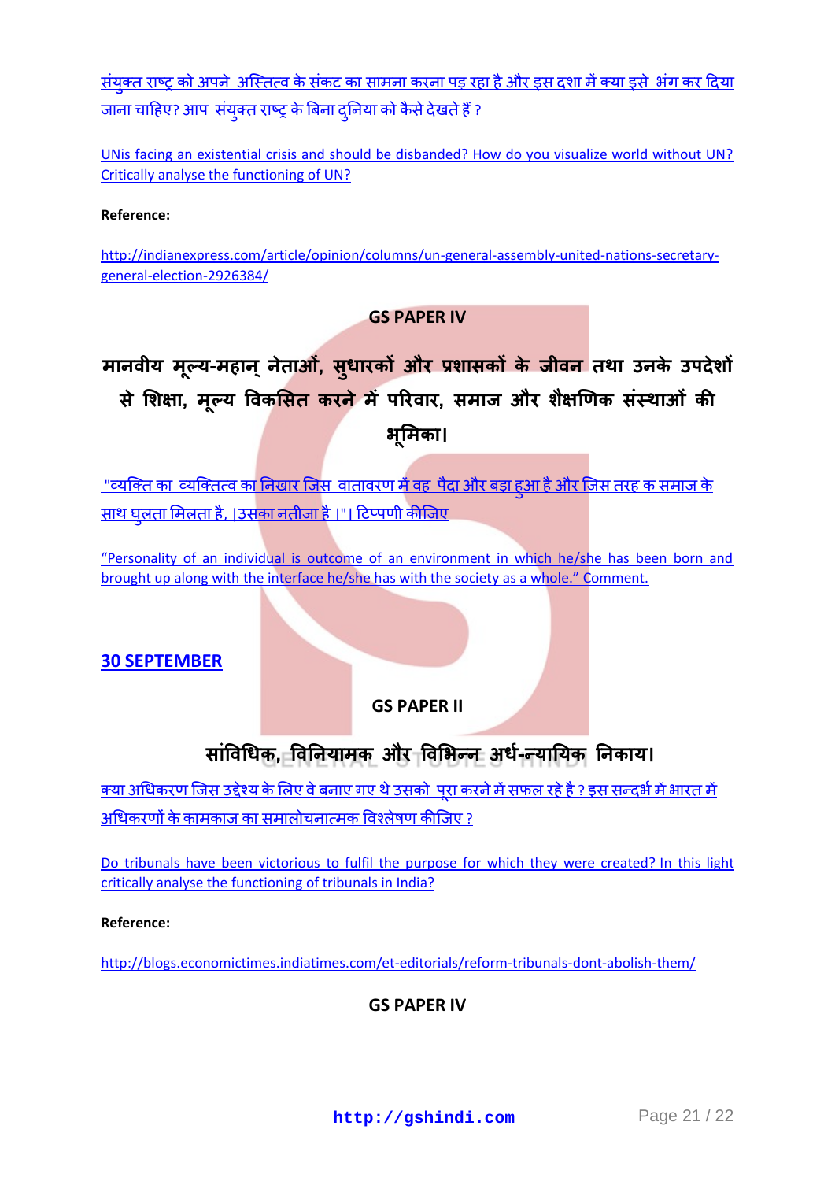[संयुक्त राष्ट्र को अपने अस्तित्व के संकट का सामना करना पड़ रहा है और इस दशा में क्या इसे भंग कर दिया जाना चाहिए? आप संयुक्त राष्ट्र के बिना दुनिया को कैसे देखते हैं ?]

[UNis facing an existential crisis and should be disbanded? How do you visualize world without UN? Critically analyse the functioning of UN?]

**Reference:**

http://indianexpress.com/article/opinion/columns/un-general-assembly-united-nations-secretary-general-election-2926384/

**GS PAPER IV**

## मानवीय मूल्य-महान् नेताओं, सुधारकों और प्रशासकों के जीवन तथा उनके उपदेशों से शिक्षा, मूल्य विकसित करने में परिवार, समाज और शैक्षणिक संस्थाओं की भूमिका।

"व्यक्ति का व्यक्तित्व का निखार जिस वातावरण में वह पैदा और बड़ा हुआ है और जिस तरह क समाज के साथ घुलता मिलता है, |उसका नतीजा है |"| टिप्पणी कीजिए

"Personality of an individual is outcome of an environment in which he/she has been born and brought up along with the interface he/she has with the society as a whole." Comment.

**30 SEPTEMBER**

**GS PAPER II**

## सांविधिक, विनियामक और विभिन्न अर्ध-न्यायिक निकाय।

क्या अधिकरण जिस उद्देश्य के लिए वे बनाए गए थे उसको पूरा करने में सफल रहे है ? इस सन्दर्भ में भारत में अधिकरणों के कामकाज का समालोचनात्मक विश्लेषण कीजिए ?

Do tribunals have been victorious to fulfil the purpose for which they were created? In this light critically analyse the functioning of tribunals in India?

**Reference:**

http://blogs.economictimes.indiatimes.com/et-editorials/reform-tribunals-dont-abolish-them/

**GS PAPER IV**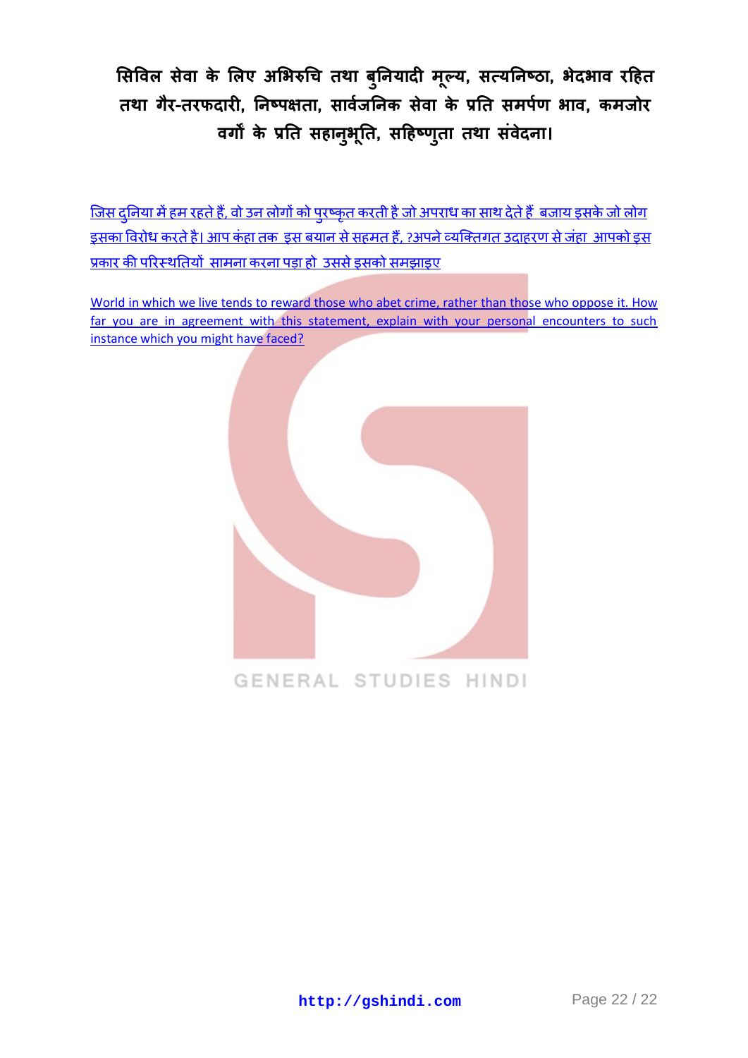## सिविल सेवा के लिए अभिरुचि तथा बुनियादी मूल्य, सत्यनिष्ठा, भेदभाव रहित तथा गैर-तरफदारी, निष्पक्षता, सार्वजनिक सेवा के प्रति समर्पण भाव, कमजोर वर्गों के प्रति सहानुभूति, सहिष्णुता तथा संवेदना।

जिस दुनिया में हम रहते हैं, वो उन लोगों को पुरष्कृत करती है जो अपराध का साथ देते हैं बजाय इसके जो लोग इसका विरोध करते है। आप कंहा तक इस बयान से सहमत हैं, ?अपने व्यक्तिगत उदाहरण से जंहा आपको इस प्रकार की परिस्थितियों सामना करना पड़ा हो उससे इसको समझाइए

World in which we live tends to reward those who abet crime, rather than those who oppose it. How far you are in agreement with this statement, explain with your personal encounters to such instance which you might have faced?